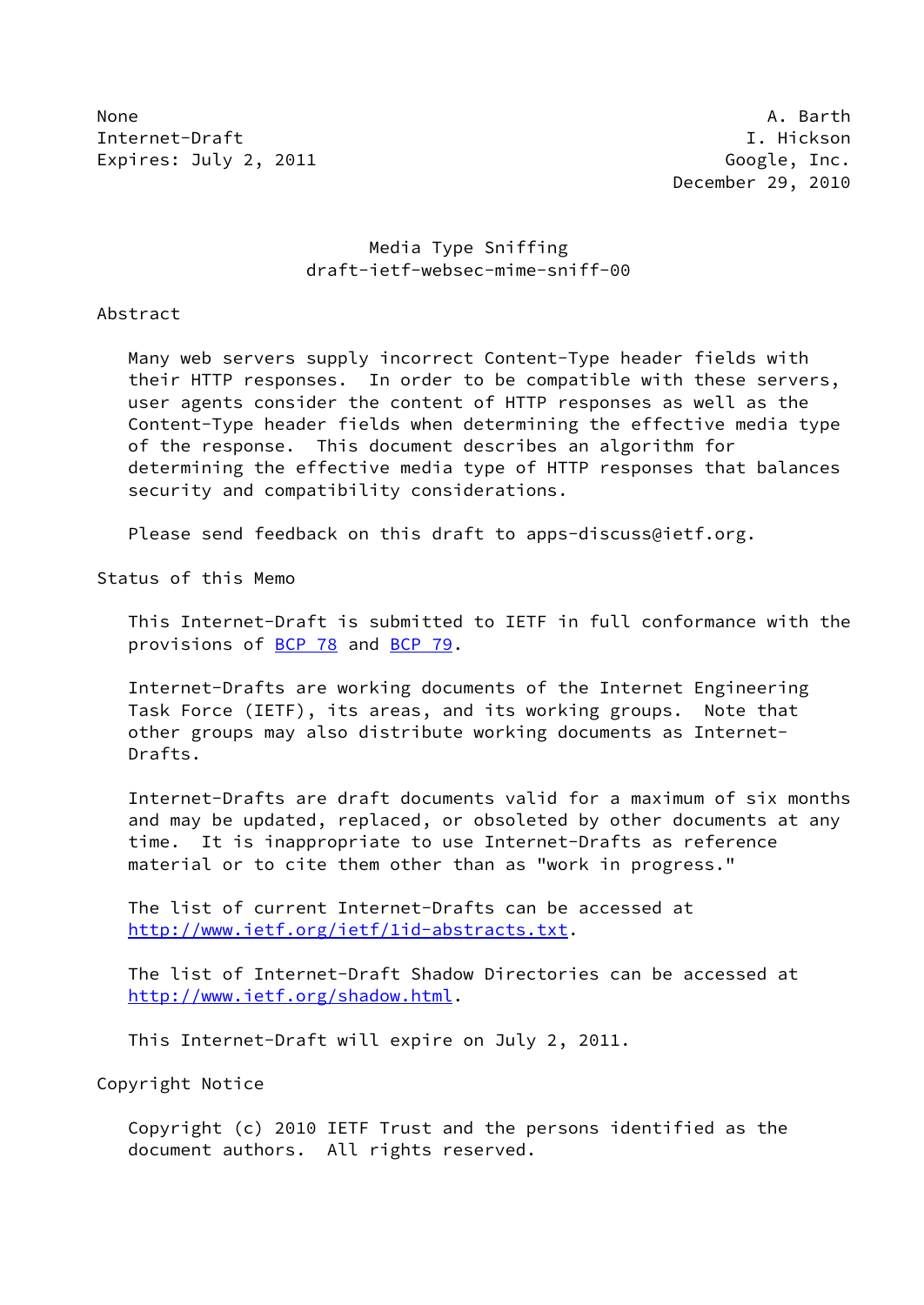None                                                            A. Barth
Internet-Draft                                                I. Hickson
Expires: July 2, 2011                                       Google, Inc.
                                                       December 29, 2010

# Media Type Sniffing
## draft-ietf-websec-mime-sniff-00

## Abstract

Many web servers supply incorrect Content-Type header fields with their HTTP responses. In order to be compatible with these servers, user agents consider the content of HTTP responses as well as the Content-Type header fields when determining the effective media type of the response. This document describes an algorithm for determining the effective media type of HTTP responses that balances security and compatibility considerations.

Please send feedback on this draft to apps-discuss@ietf.org.

## Status of this Memo

This Internet-Draft is submitted to IETF in full conformance with the provisions of BCP 78 and BCP 79.

Internet-Drafts are working documents of the Internet Engineering Task Force (IETF), its areas, and its working groups. Note that other groups may also distribute working documents as Internet-Drafts.

Internet-Drafts are draft documents valid for a maximum of six months and may be updated, replaced, or obsoleted by other documents at any time. It is inappropriate to use Internet-Drafts as reference material or to cite them other than as "work in progress."

The list of current Internet-Drafts can be accessed at http://www.ietf.org/ietf/1id-abstracts.txt.

The list of Internet-Draft Shadow Directories can be accessed at http://www.ietf.org/shadow.html.

This Internet-Draft will expire on July 2, 2011.

## Copyright Notice

Copyright (c) 2010 IETF Trust and the persons identified as the document authors. All rights reserved.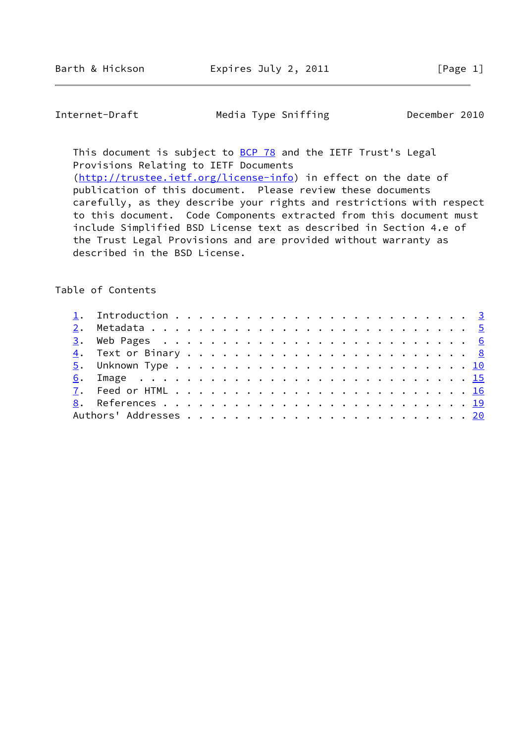This document is subject to BCP 78 and the IETF Trust's Legal Provisions Relating to IETF Documents (http://trustee.ietf.org/license-info) in effect on the date of publication of this document. Please review these documents carefully, as they describe your rights and restrictions with respect to this document. Code Components extracted from this document must include Simplified BSD License text as described in Section 4.e of the Trust Legal Provisions and are provided without warranty as described in the BSD License.

## Table of Contents

1. Introduction . . . . . . . . . . . . . . . . . . . . . . . . 3
2. Metadata . . . . . . . . . . . . . . . . . . . . . . . . . . 5
3. Web Pages . . . . . . . . . . . . . . . . . . . . . . . . . 6
4. Text or Binary . . . . . . . . . . . . . . . . . . . . . . . 8
5. Unknown Type . . . . . . . . . . . . . . . . . . . . . . . . 10
6. Image . . . . . . . . . . . . . . . . . . . . . . . . . . . 15
7. Feed or HTML . . . . . . . . . . . . . . . . . . . . . . . . 16
8. References . . . . . . . . . . . . . . . . . . . . . . . . . 19

Authors' Addresses . . . . . . . . . . . . . . . . . . . . . . . 20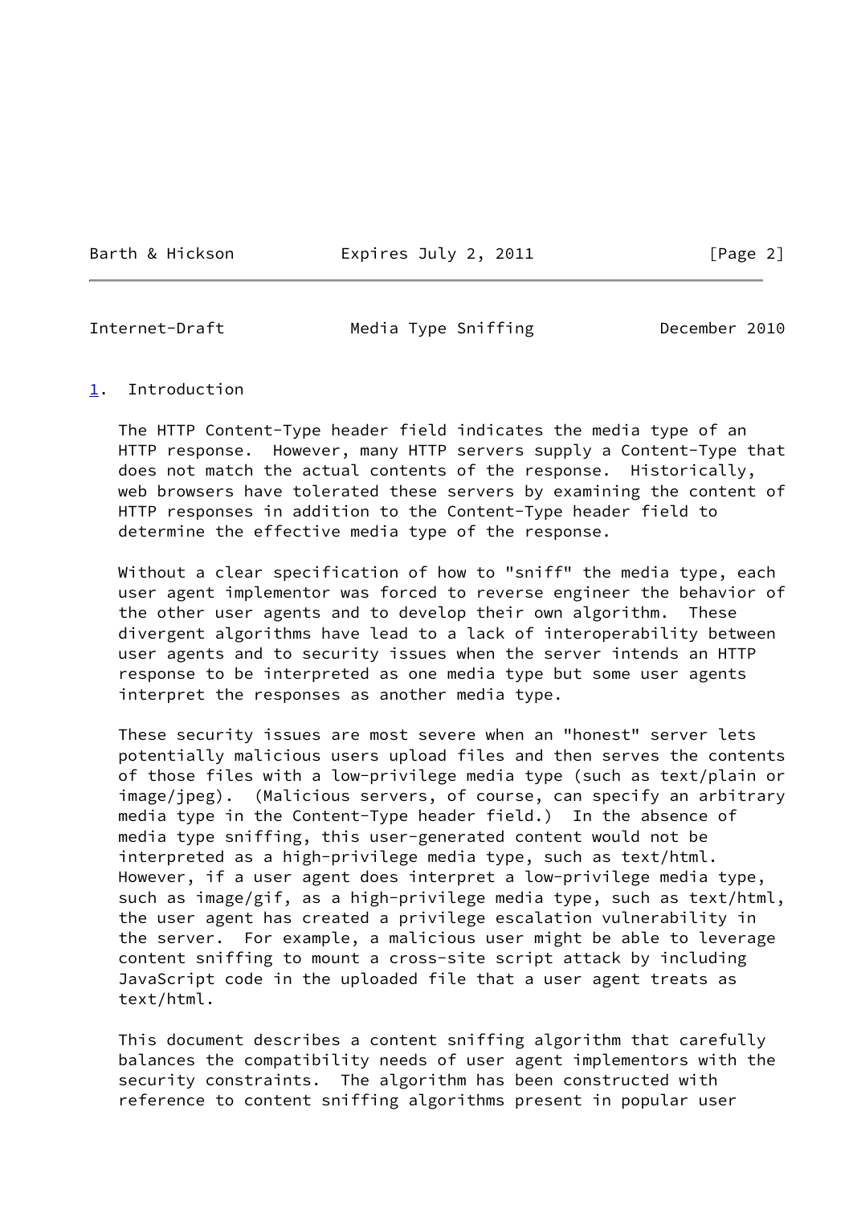## 1. Introduction

The HTTP Content-Type header field indicates the media type of an HTTP response. However, many HTTP servers supply a Content-Type that does not match the actual contents of the response. Historically, web browsers have tolerated these servers by examining the content of HTTP responses in addition to the Content-Type header field to determine the effective media type of the response.

Without a clear specification of how to "sniff" the media type, each user agent implementor was forced to reverse engineer the behavior of the other user agents and to develop their own algorithm. These divergent algorithms have lead to a lack of interoperability between user agents and to security issues when the server intends an HTTP response to be interpreted as one media type but some user agents interpret the responses as another media type.

These security issues are most severe when an "honest" server lets potentially malicious users upload files and then serves the contents of those files with a low-privilege media type (such as text/plain or image/jpeg). (Malicious servers, of course, can specify an arbitrary media type in the Content-Type header field.) In the absence of media type sniffing, this user-generated content would not be interpreted as a high-privilege media type, such as text/html. However, if a user agent does interpret a low-privilege media type, such as image/gif, as a high-privilege media type, such as text/html, the user agent has created a privilege escalation vulnerability in the server. For example, a malicious user might be able to leverage content sniffing to mount a cross-site script attack by including JavaScript code in the uploaded file that a user agent treats as text/html.

This document describes a content sniffing algorithm that carefully balances the compatibility needs of user agent implementors with the security constraints. The algorithm has been constructed with reference to content sniffing algorithms present in popular user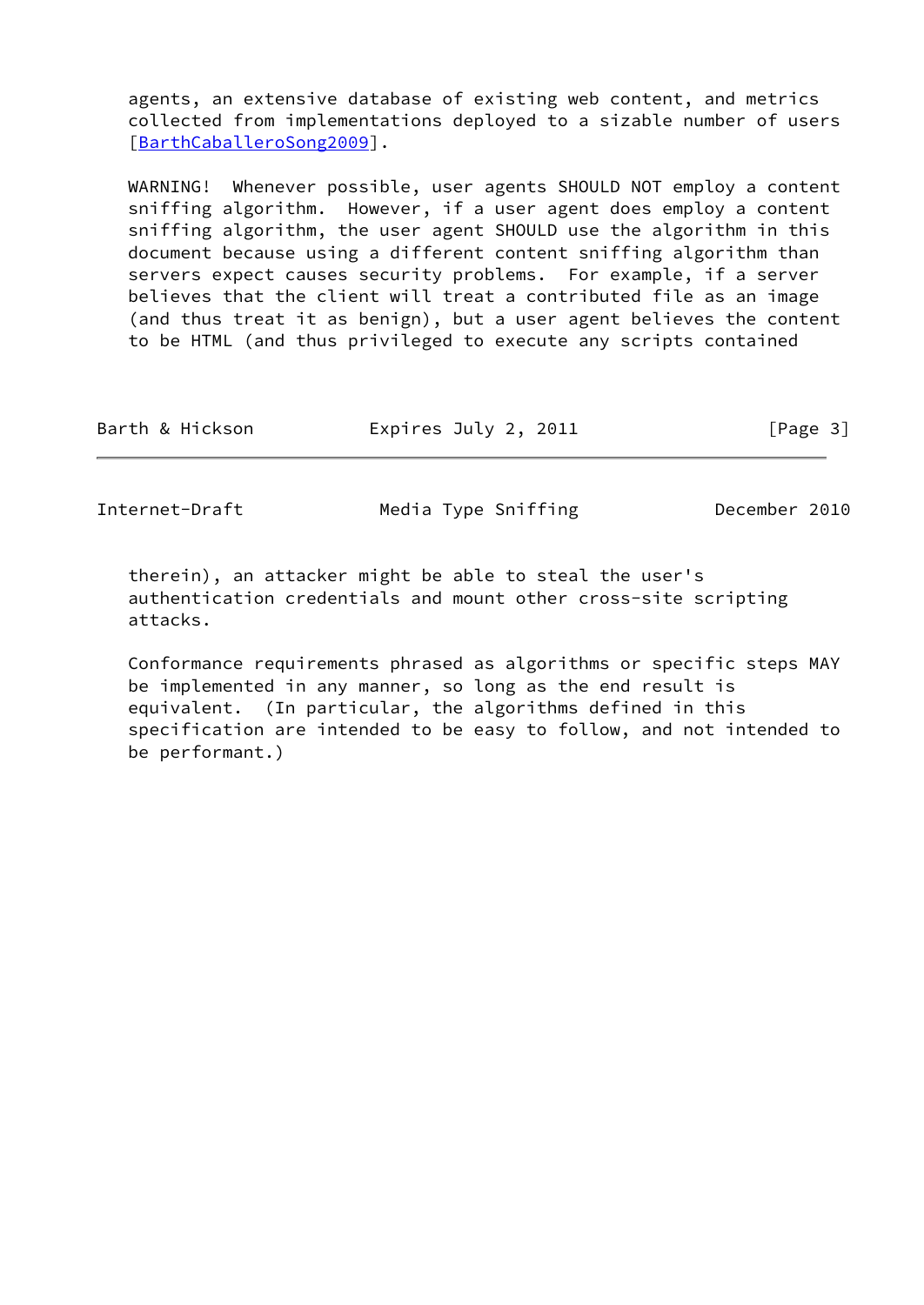agents, an extensive database of existing web content, and metrics collected from implementations deployed to a sizable number of users [BarthCaballeroSong2009].

WARNING! Whenever possible, user agents SHOULD NOT employ a content sniffing algorithm. However, if a user agent does employ a content sniffing algorithm, the user agent SHOULD use the algorithm in this document because using a different content sniffing algorithm than servers expect causes security problems. For example, if a server believes that the client will treat a contributed file as an image (and thus treat it as benign), but a user agent believes the content to be HTML (and thus privileged to execute any scripts contained therein), an attacker might be able to steal the user's authentication credentials and mount other cross-site scripting attacks.

Conformance requirements phrased as algorithms or specific steps MAY be implemented in any manner, so long as the end result is equivalent. (In particular, the algorithms defined in this specification are intended to be easy to follow, and not intended to be performant.)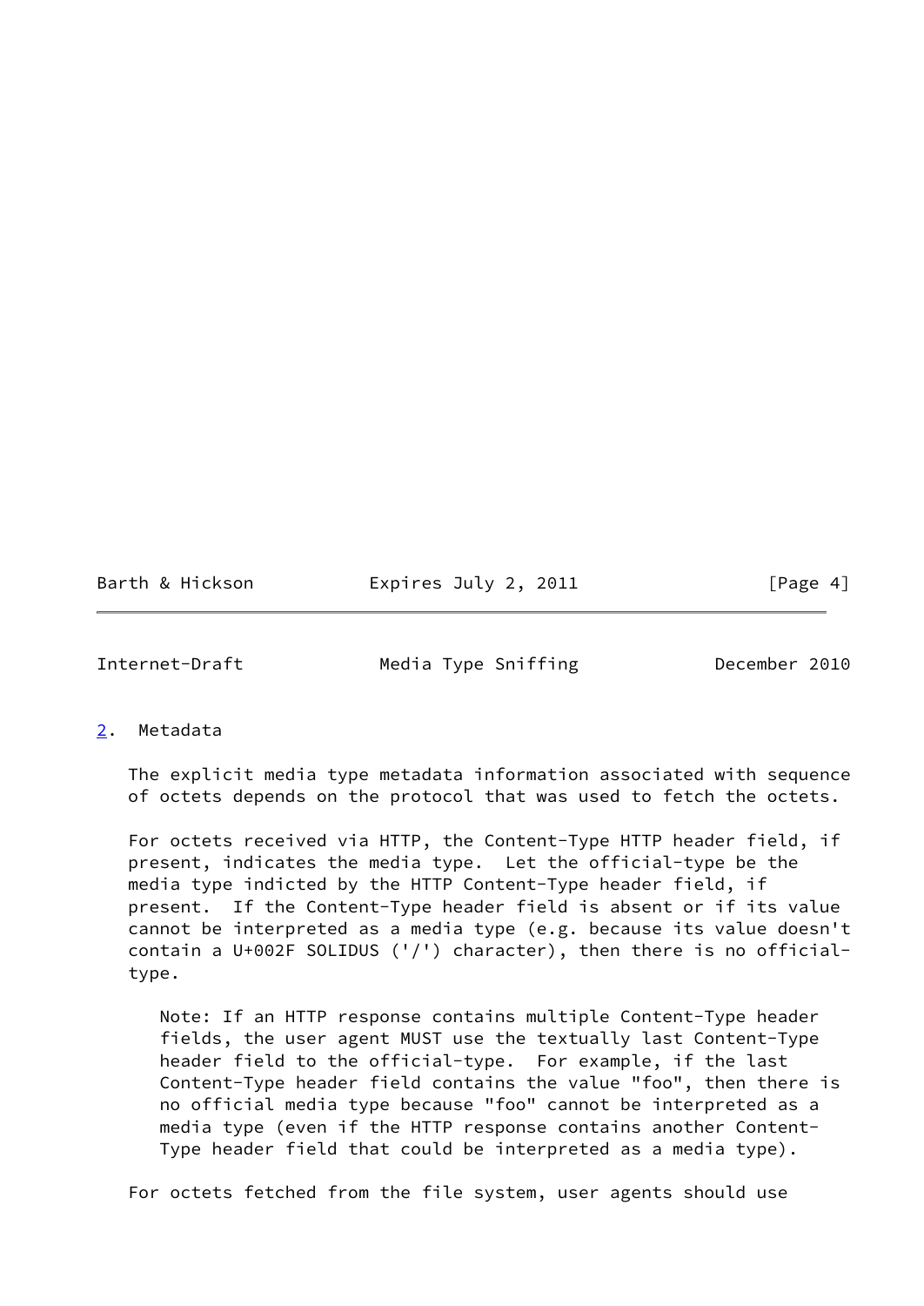## 2. Metadata

The explicit media type metadata information associated with sequence of octets depends on the protocol that was used to fetch the octets.

For octets received via HTTP, the Content-Type HTTP header field, if present, indicates the media type. Let the official-type be the media type indicted by the HTTP Content-Type header field, if present. If the Content-Type header field is absent or if its value cannot be interpreted as a media type (e.g. because its value doesn't contain a U+002F SOLIDUS ('/') character), then there is no official-type.

> Note: If an HTTP response contains multiple Content-Type header fields, the user agent MUST use the textually last Content-Type header field to the official-type. For example, if the last Content-Type header field contains the value "foo", then there is no official media type because "foo" cannot be interpreted as a media type (even if the HTTP response contains another Content-Type header field that could be interpreted as a media type).

For octets fetched from the file system, user agents should use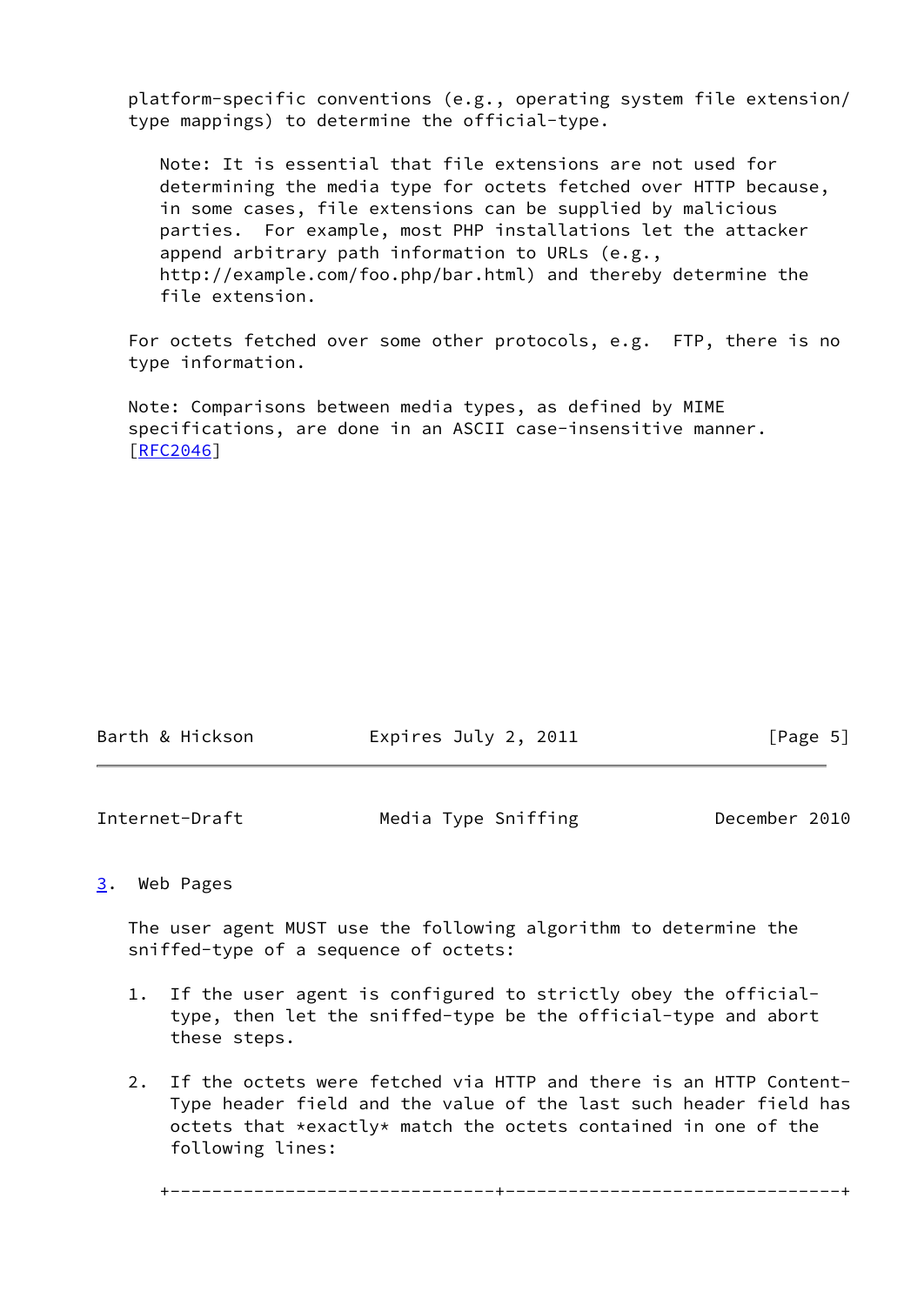platform-specific conventions (e.g., operating system file extension/type mappings) to determine the official-type.

> Note: It is essential that file extensions are not used for determining the media type for octets fetched over HTTP because, in some cases, file extensions can be supplied by malicious parties. For example, most PHP installations let the attacker append arbitrary path information to URLs (e.g., http://example.com/foo.php/bar.html) and thereby determine the file extension.

For octets fetched over some other protocols, e.g. FTP, there is no type information.

Note: Comparisons between media types, as defined by MIME specifications, are done in an ASCII case-insensitive manner. [RFC2046]

## 3. Web Pages

The user agent MUST use the following algorithm to determine the sniffed-type of a sequence of octets:

1. If the user agent is configured to strictly obey the official-type, then let the sniffed-type be the official-type and abort these steps.

2. If the octets were fetched via HTTP and there is an HTTP Content-Type header field and the value of the last such header field has octets that *exactly* match the octets contained in one of the following lines: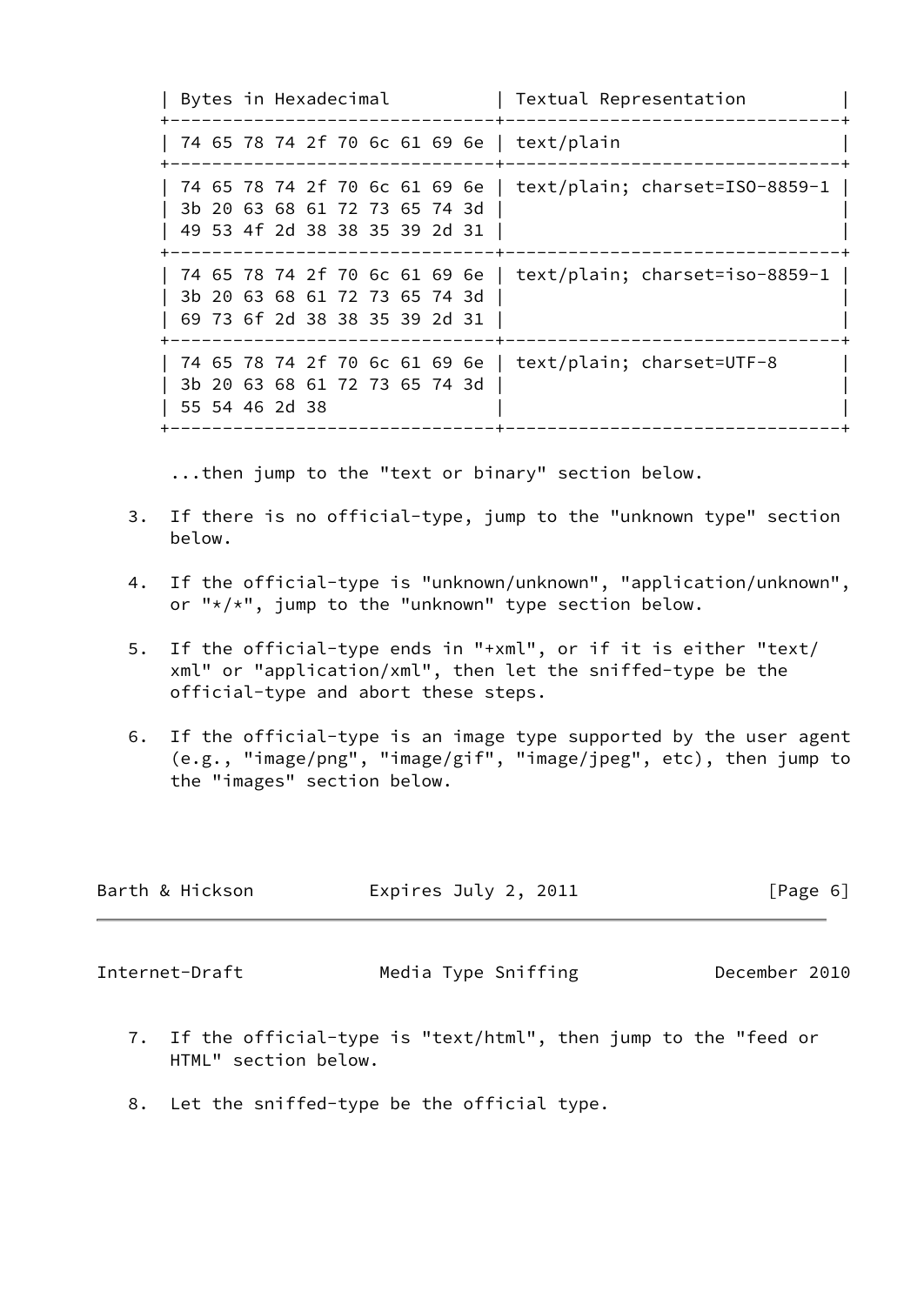| Bytes in Hexadecimal | Textual Representation |
| --- | --- |
| 74 65 78 74 2f 70 6c 61 69 6e | text/plain |
| 74 65 78 74 2f 70 6c 61 69 6e 3b 20 63 68 61 72 73 65 74 3d 49 53 4f 2d 38 38 35 39 2d 31 | text/plain; charset=ISO-8859-1 |
| 74 65 78 74 2f 70 6c 61 69 6e 3b 20 63 68 61 72 73 65 74 3d 69 73 6f 2d 38 38 35 39 2d 31 | text/plain; charset=iso-8859-1 |
| 74 65 78 74 2f 70 6c 61 69 6e 3b 20 63 68 61 72 73 65 74 3d 55 54 46 2d 38 | text/plain; charset=UTF-8 |

...then jump to the "text or binary" section below.

3. If there is no official-type, jump to the "unknown type" section below.

4. If the official-type is "unknown/unknown", "application/unknown", or "*/*", jump to the "unknown" type section below.

5. If the official-type ends in "+xml", or if it is either "text/xml" or "application/xml", then let the sniffed-type be the official-type and abort these steps.

6. If the official-type is an image type supported by the user agent (e.g., "image/png", "image/gif", "image/jpeg", etc), then jump to the "images" section below.

7. If the official-type is "text/html", then jump to the "feed or HTML" section below.

8. Let the sniffed-type be the official type.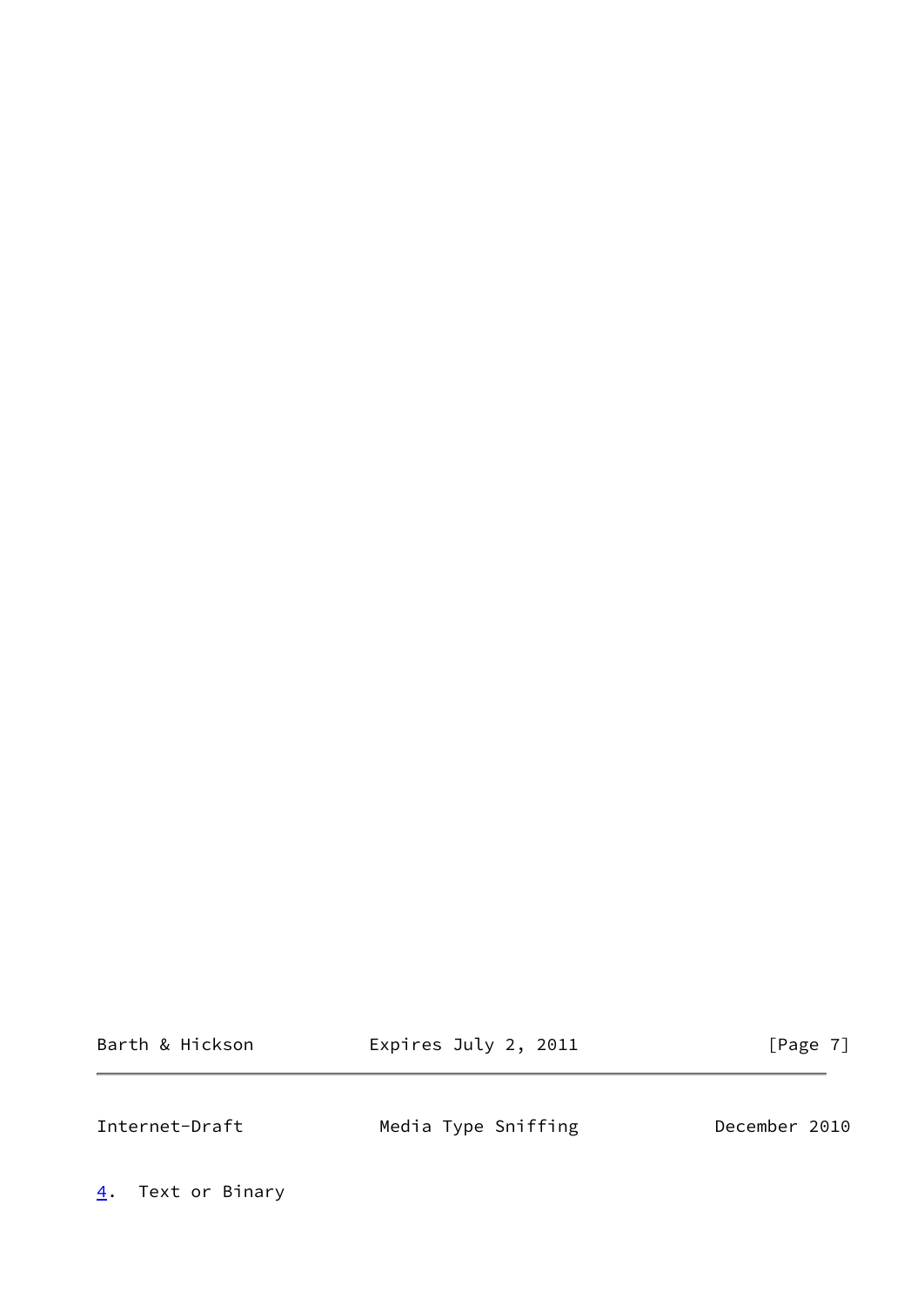## 4. Text or Binary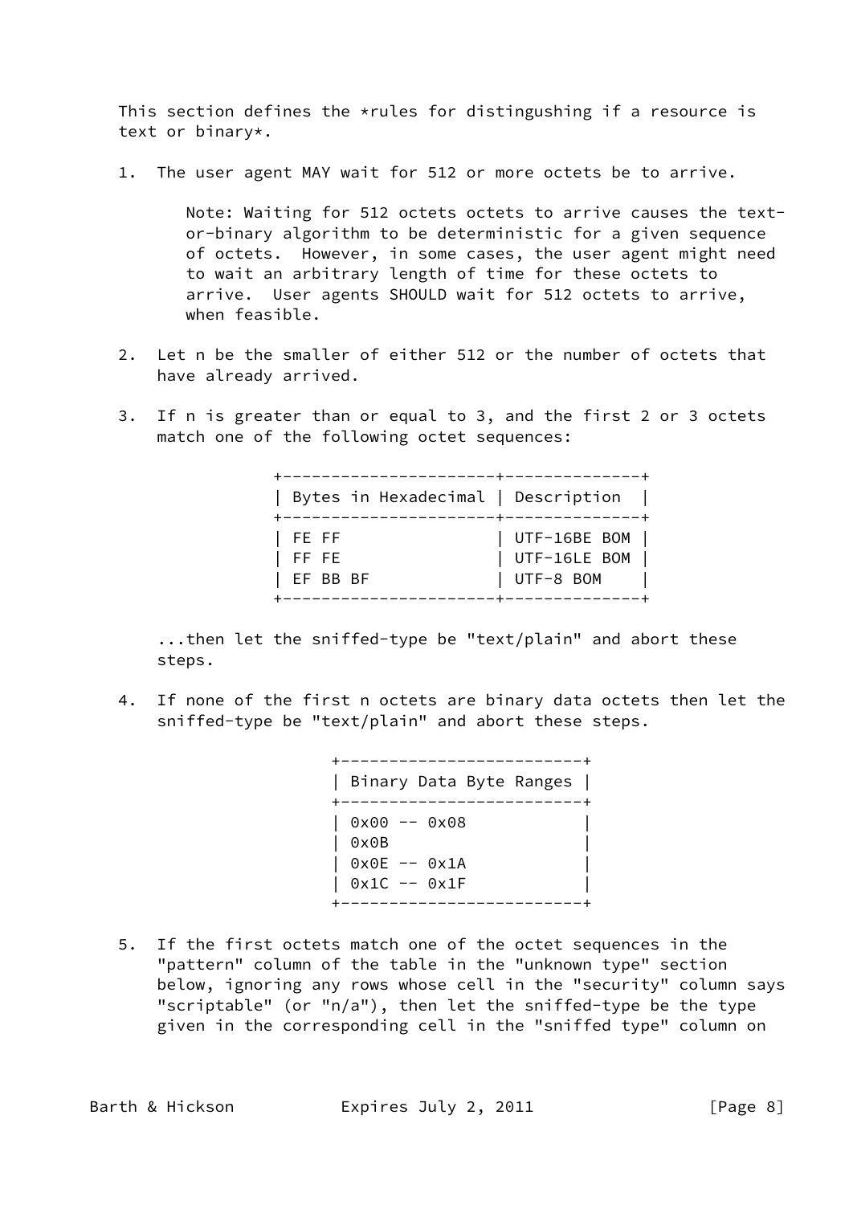This section defines the *rules for distingushing if a resource is text or binary*.

1. The user agent MAY wait for 512 or more octets be to arrive.

   Note: Waiting for 512 octets octets to arrive causes the text-or-binary algorithm to be deterministic for a given sequence of octets. However, in some cases, the user agent might need to wait an arbitrary length of time for these octets to arrive. User agents SHOULD wait for 512 octets to arrive, when feasible.

2. Let n be the smaller of either 512 or the number of octets that have already arrived.

3. If n is greater than or equal to 3, and the first 2 or 3 octets match one of the following octet sequences:

   | Bytes in Hexadecimal | Description |
   |---|---|
   | FE FF | UTF-16BE BOM |
   | FF FE | UTF-16LE BOM |
   | EF BB BF | UTF-8 BOM |

   ...then let the sniffed-type be "text/plain" and abort these steps.

4. If none of the first n octets are binary data octets then let the sniffed-type be "text/plain" and abort these steps.

   | Binary Data Byte Ranges |
   |---|
   | 0x00 -- 0x08 |
   | 0x0B |
   | 0x0E -- 0x1A |
   | 0x1C -- 0x1F |

5. If the first octets match one of the octet sequences in the "pattern" column of the table in the "unknown type" section below, ignoring any rows whose cell in the "security" column says "scriptable" (or "n/a"), then let the sniffed-type be the type given in the corresponding cell in the "sniffed type" column on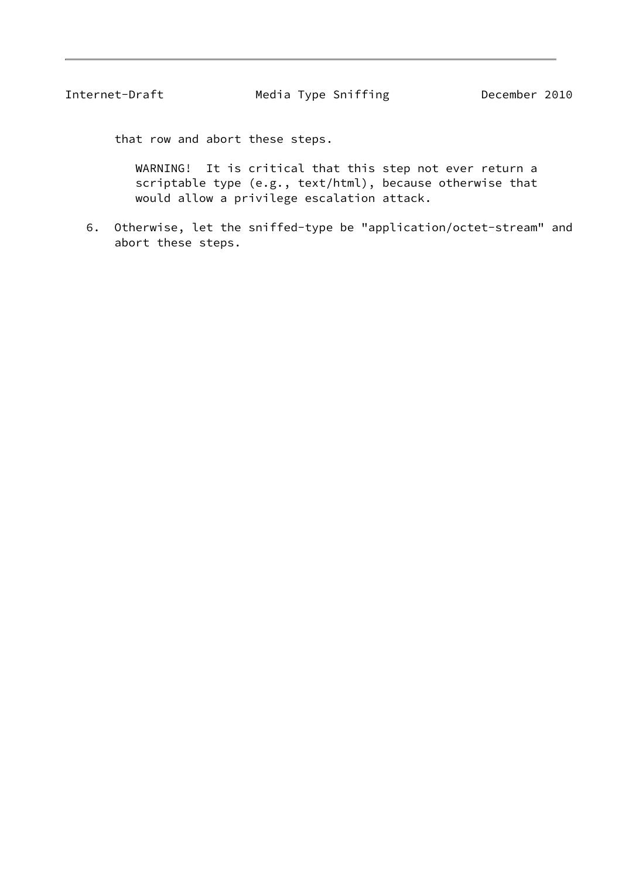that row and abort these steps.

> WARNING! It is critical that this step not ever return a scriptable type (e.g., text/html), because otherwise that would allow a privilege escalation attack.

6. Otherwise, let the sniffed-type be "application/octet-stream" and abort these steps.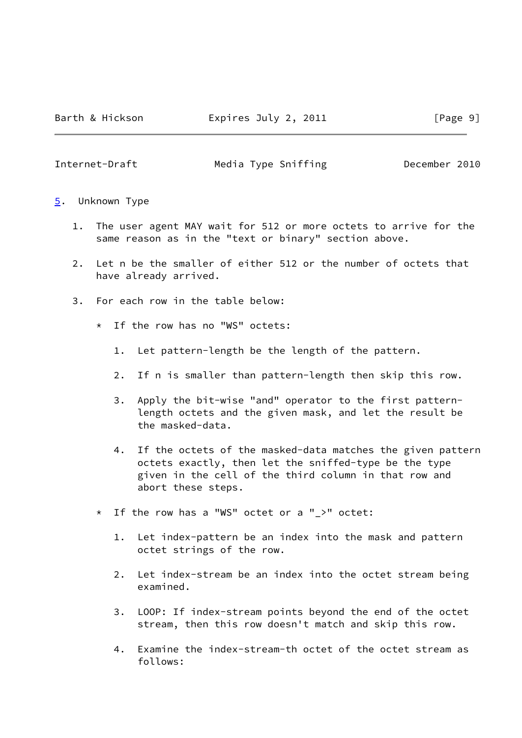## 5. Unknown Type

1. The user agent MAY wait for 512 or more octets to arrive for the same reason as in the "text or binary" section above.

2. Let n be the smaller of either 512 or the number of octets that have already arrived.

3. For each row in the table below:

   * If the row has no "WS" octets:

     1. Let pattern-length be the length of the pattern.

     2. If n is smaller than pattern-length then skip this row.

     3. Apply the bit-wise "and" operator to the first pattern-length octets and the given mask, and let the result be the masked-data.

     4. If the octets of the masked-data matches the given pattern octets exactly, then let the sniffed-type be the type given in the cell of the third column in that row and abort these steps.

   * If the row has a "WS" octet or a "_>" octet:

     1. Let index-pattern be an index into the mask and pattern octet strings of the row.

     2. Let index-stream be an index into the octet stream being examined.

     3. LOOP: If index-stream points beyond the end of the octet stream, then this row doesn't match and skip this row.

     4. Examine the index-stream-th octet of the octet stream as follows: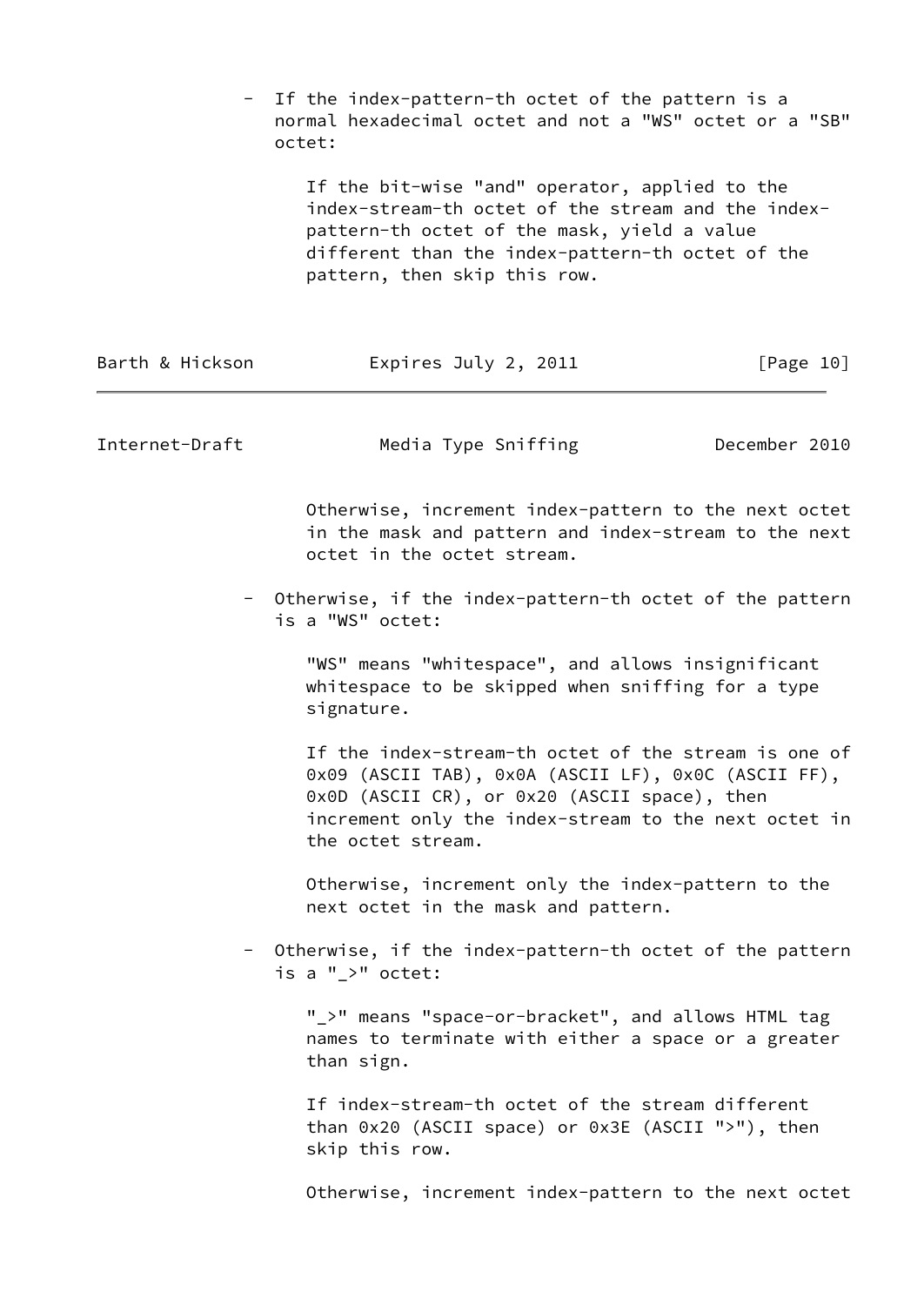- If the index-pattern-th octet of the pattern is a normal hexadecimal octet and not a "WS" octet or a "SB" octet:

  If the bit-wise "and" operator, applied to the index-stream-th octet of the stream and the index-pattern-th octet of the mask, yield a value different than the index-pattern-th octet of the pattern, then skip this row.

  Otherwise, increment index-pattern to the next octet in the mask and pattern and index-stream to the next octet in the octet stream.

- Otherwise, if the index-pattern-th octet of the pattern is a "WS" octet:

  "WS" means "whitespace", and allows insignificant whitespace to be skipped when sniffing for a type signature.

  If the index-stream-th octet of the stream is one of 0x09 (ASCII TAB), 0x0A (ASCII LF), 0x0C (ASCII FF), 0x0D (ASCII CR), or 0x20 (ASCII space), then increment only the index-stream to the next octet in the octet stream.

  Otherwise, increment only the index-pattern to the next octet in the mask and pattern.

- Otherwise, if the index-pattern-th octet of the pattern is a "_>" octet:

  "_>" means "space-or-bracket", and allows HTML tag names to terminate with either a space or a greater than sign.

  If index-stream-th octet of the stream different than 0x20 (ASCII space) or 0x3E (ASCII ">"), then skip this row.

  Otherwise, increment index-pattern to the next octet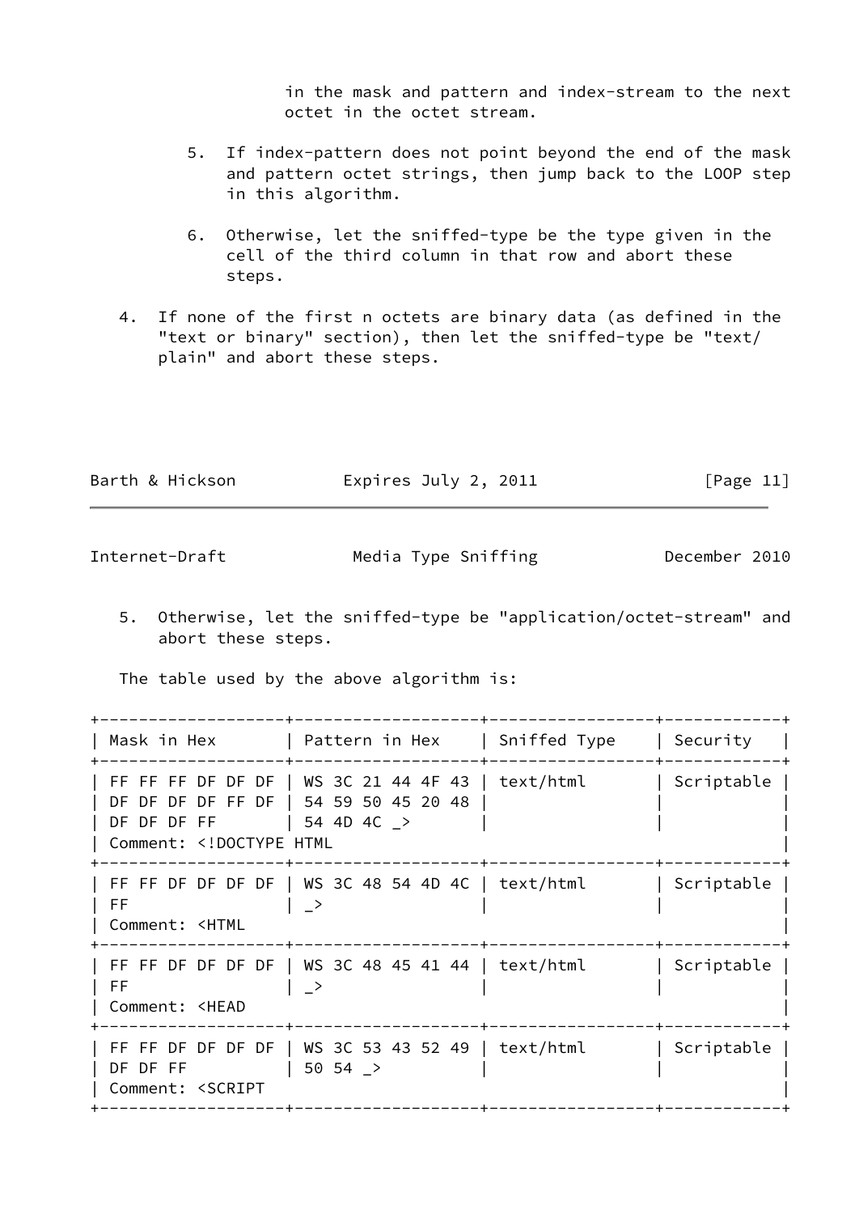in the mask and pattern and index-stream to the next octet in the octet stream.

5. If index-pattern does not point beyond the end of the mask and pattern octet strings, then jump back to the LOOP step in this algorithm.

6. Otherwise, let the sniffed-type be the type given in the cell of the third column in that row and abort these steps.

4. If none of the first n octets are binary data (as defined in the "text or binary" section), then let the sniffed-type be "text/plain" and abort these steps.

5. Otherwise, let the sniffed-type be "application/octet-stream" and abort these steps.

The table used by the above algorithm is:

| Mask in Hex | Pattern in Hex | Sniffed Type | Security |
|---|---|---|---|
| FF FF FF DF DF DF DF DF DF DF FF DF DF DF DF FF | WS 3C 21 44 4F 43 54 59 50 45 20 48 54 4D 4C _> | text/html | Scriptable |
| Comment: <!DOCTYPE HTML | | | |
| FF FF DF DF DF DF FF | WS 3C 48 54 4D 4C _> | text/html | Scriptable |
| Comment: <HTML | | | |
| FF FF DF DF DF DF FF | WS 3C 48 45 41 44 _> | text/html | Scriptable |
| Comment: <HEAD | | | |
| FF FF DF DF DF DF DF DF FF | WS 3C 53 43 52 49 50 54 _> | text/html | Scriptable |
| Comment: <SCRIPT | | | |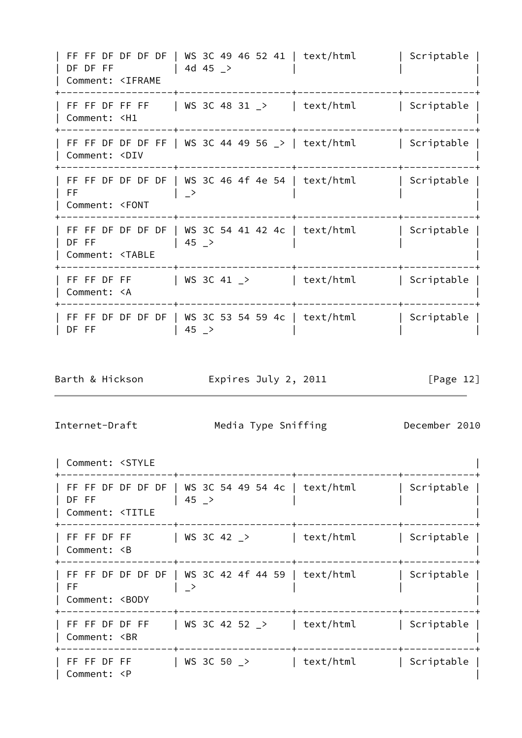| Mask | Pattern | Sniffed Type | Security |
|---|---|---|---|
| FF FF DF DF DF DF DF DF FF | WS 3C 49 46 52 41 4d 45 _> | text/html | Scriptable |
| Comment: <IFRAME | | | |
| FF FF DF FF FF | WS 3C 48 31 _> | text/html | Scriptable |
| Comment: <H1 | | | |
| FF FF DF DF DF FF | WS 3C 44 49 56 _> | text/html | Scriptable |
| Comment: <DIV | | | |
| FF FF DF DF DF DF FF | WS 3C 46 4f 4e 54 _> | text/html | Scriptable |
| Comment: <FONT | | | |
| FF FF DF DF DF DF DF FF | WS 3C 54 41 42 4c 45 _> | text/html | Scriptable |
| Comment: <TABLE | | | |
| FF FF DF FF | WS 3C 41 _> | text/html | Scriptable |
| Comment: <A | | | |
| FF FF DF DF DF DF DF FF | WS 3C 53 54 59 4c 45 _> | text/html | Scriptable |
| Comment: <STYLE | | | |
| FF FF DF DF DF DF DF FF | WS 3C 54 49 54 4c 45 _> | text/html | Scriptable |
| Comment: <TITLE | | | |
| FF FF DF FF | WS 3C 42 _> | text/html | Scriptable |
| Comment: <B | | | |
| FF FF DF DF DF DF FF | WS 3C 42 4f 44 59 _> | text/html | Scriptable |
| Comment: <BODY | | | |
| FF FF DF DF FF | WS 3C 42 52 _> | text/html | Scriptable |
| Comment: <BR | | | |
| FF FF DF FF | WS 3C 50 _> | text/html | Scriptable |
| Comment: <P | | | |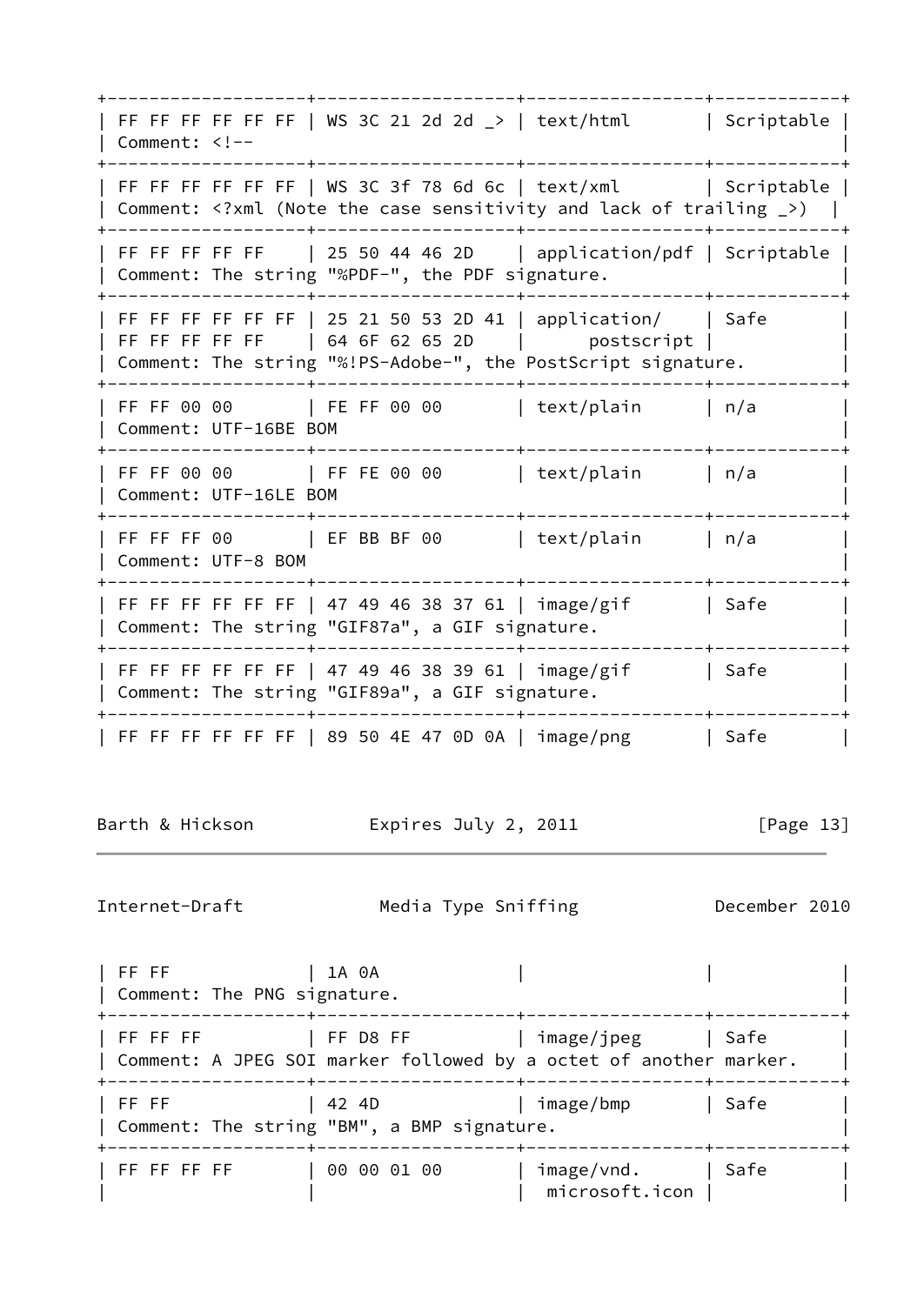| Byte Pattern | Pattern Mask | Sniffed Type | Security |
|---|---|---|---|
| FF FF FF FF FF FF | WS 3C 21 2d 2d _> | text/html | Scriptable |
| Comment: <!-- | | | |
| FF FF FF FF FF FF | WS 3C 3f 78 6d 6c | text/xml | Scriptable |
| Comment: <?xml (Note the case sensitivity and lack of trailing _>) | | | |
| FF FF FF FF FF | 25 50 44 46 2D | application/pdf | Scriptable |
| Comment: The string "%PDF-", the PDF signature. | | | |
| FF FF FF FF FF FF FF FF FF FF FF | 25 21 50 53 2D 41 64 6F 62 65 2D | application/postscript | Safe |
| Comment: The string "%!PS-Adobe-", the PostScript signature. | | | |
| FF FF 00 00 | FE FF 00 00 | text/plain | n/a |
| Comment: UTF-16BE BOM | | | |
| FF FF 00 00 | FF FE 00 00 | text/plain | n/a |
| Comment: UTF-16LE BOM | | | |
| FF FF FF 00 | EF BB BF 00 | text/plain | n/a |
| Comment: UTF-8 BOM | | | |
| FF FF FF FF FF FF | 47 49 46 38 37 61 | image/gif | Safe |
| Comment: The string "GIF87a", a GIF signature. | | | |
| FF FF FF FF FF FF | 47 49 46 38 39 61 | image/gif | Safe |
| Comment: The string "GIF89a", a GIF signature. | | | |
| FF FF FF FF FF FF FF FF | 89 50 4E 47 0D 0A 1A 0A | image/png | Safe |
| Comment: The PNG signature. | | | |
| FF FF FF | FF D8 FF | image/jpeg | Safe |
| Comment: A JPEG SOI marker followed by a octet of another marker. | | | |
| FF FF | 42 4D | image/bmp | Safe |
| Comment: The string "BM", a BMP signature. | | | |
| FF FF FF FF | 00 00 01 00 | image/vnd.microsoft.icon | Safe |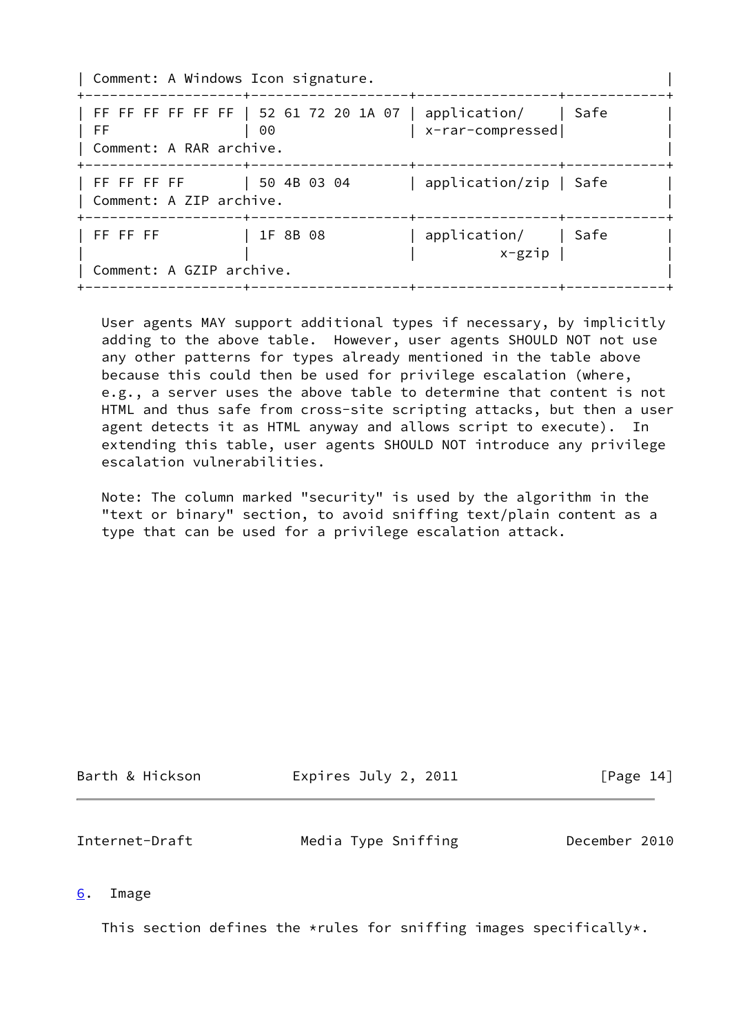| Mask | Pattern | Sniffed Type | Security |
| --- | --- | --- | --- |
| Comment: A Windows Icon signature. | | | |
| FF FF FF FF FF FF FF | 52 61 72 20 1A 07 00 | application/x-rar-compressed | Safe |
| Comment: A RAR archive. | | | |
| FF FF FF FF | 50 4B 03 04 | application/zip | Safe |
| Comment: A ZIP archive. | | | |
| FF FF FF | 1F 8B 08 | application/x-gzip | Safe |
| Comment: A GZIP archive. | | | |

User agents MAY support additional types if necessary, by implicitly adding to the above table. However, user agents SHOULD NOT not use any other patterns for types already mentioned in the table above because this could then be used for privilege escalation (where, e.g., a server uses the above table to determine that content is not HTML and thus safe from cross-site scripting attacks, but then a user agent detects it as HTML anyway and allows script to execute). In extending this table, user agents SHOULD NOT introduce any privilege escalation vulnerabilities.

Note: The column marked "security" is used by the algorithm in the "text or binary" section, to avoid sniffing text/plain content as a type that can be used for a privilege escalation attack.

## 6. Image

This section defines the *rules for sniffing images specifically*.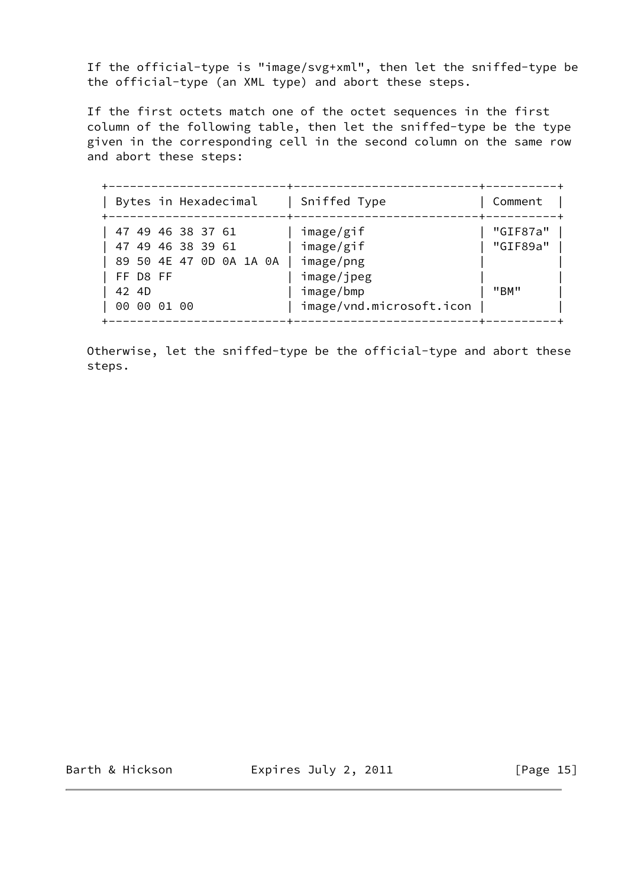If the official-type is "image/svg+xml", then let the sniffed-type be the official-type (an XML type) and abort these steps.

If the first octets match one of the octet sequences in the first column of the following table, then let the sniffed-type be the type given in the corresponding cell in the second column on the same row and abort these steps:

| Bytes in Hexadecimal | Sniffed Type | Comment |
| --- | --- | --- |
| 47 49 46 38 37 61 | image/gif | "GIF87a" |
| 47 49 46 38 39 61 | image/gif | "GIF89a" |
| 89 50 4E 47 0D 0A 1A 0A | image/png | |
| FF D8 FF | image/jpeg | |
| 42 4D | image/bmp | "BM" |
| 00 00 01 00 | image/vnd.microsoft.icon | |

Otherwise, let the sniffed-type be the official-type and abort these steps.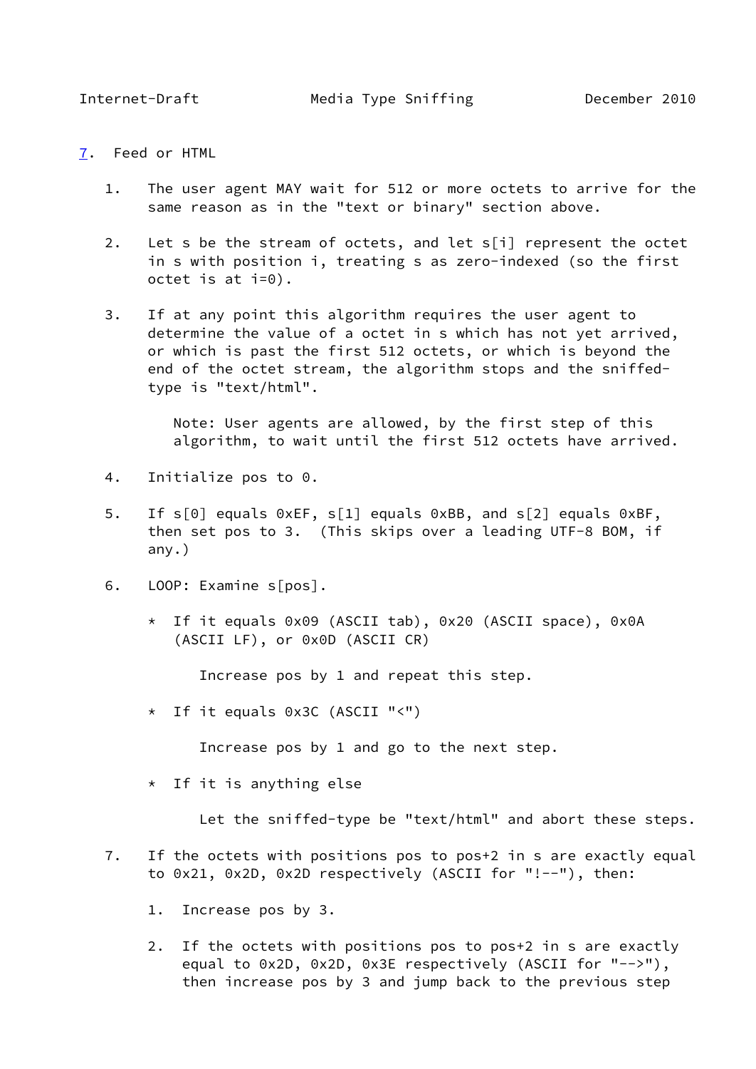## 7. Feed or HTML

1. The user agent MAY wait for 512 or more octets to arrive for the same reason as in the "text or binary" section above.

2. Let s be the stream of octets, and let s[i] represent the octet in s with position i, treating s as zero-indexed (so the first octet is at i=0).

3. If at any point this algorithm requires the user agent to determine the value of a octet in s which has not yet arrived, or which is past the first 512 octets, or which is beyond the end of the octet stream, the algorithm stops and the sniffed-type is "text/html".

   Note: User agents are allowed, by the first step of this algorithm, to wait until the first 512 octets have arrived.

4. Initialize pos to 0.

5. If s[0] equals 0xEF, s[1] equals 0xBB, and s[2] equals 0xBF, then set pos to 3. (This skips over a leading UTF-8 BOM, if any.)

6. LOOP: Examine s[pos].

   * If it equals 0x09 (ASCII tab), 0x20 (ASCII space), 0x0A (ASCII LF), or 0x0D (ASCII CR)

     Increase pos by 1 and repeat this step.

   * If it equals 0x3C (ASCII "<")

     Increase pos by 1 and go to the next step.

   * If it is anything else

     Let the sniffed-type be "text/html" and abort these steps.

7. If the octets with positions pos to pos+2 in s are exactly equal to 0x21, 0x2D, 0x2D respectively (ASCII for "!--"), then:

   1. Increase pos by 3.

   2. If the octets with positions pos to pos+2 in s are exactly equal to 0x2D, 0x2D, 0x3E respectively (ASCII for "-->"), then increase pos by 3 and jump back to the previous step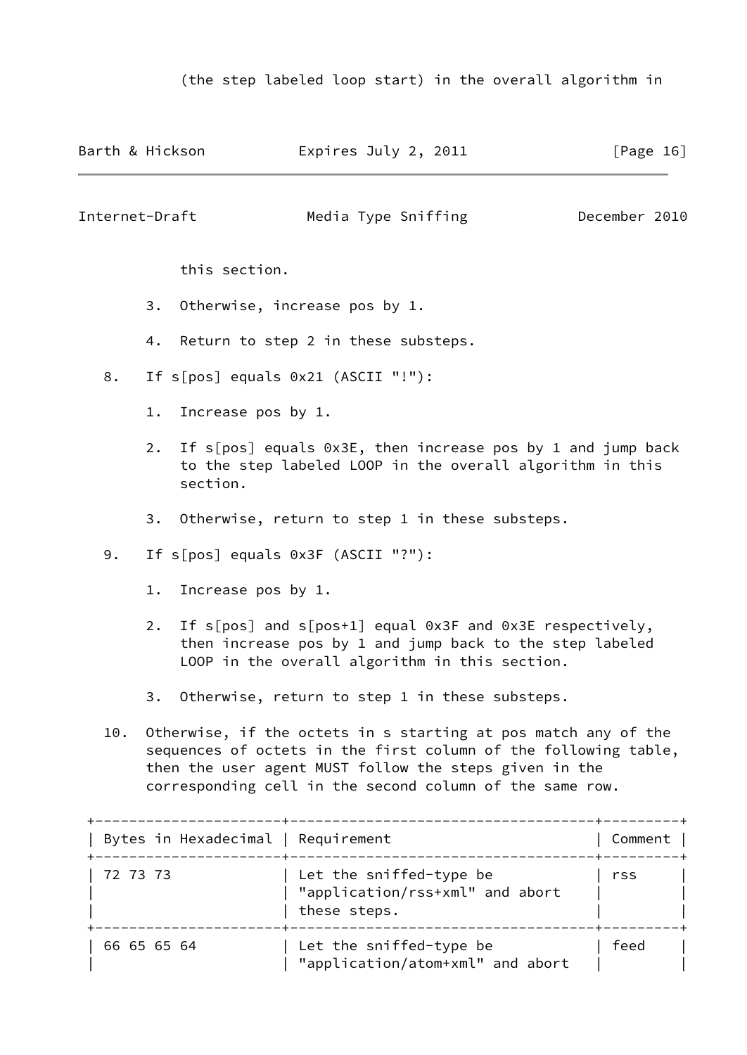(the step labeled loop start) in the overall algorithm in this section.

3. Otherwise, increase pos by 1.

4. Return to step 2 in these substeps.

8. If s[pos] equals 0x21 (ASCII "!"):

   1. Increase pos by 1.

   2. If s[pos] equals 0x3E, then increase pos by 1 and jump back to the step labeled LOOP in the overall algorithm in this section.

   3. Otherwise, return to step 1 in these substeps.

9. If s[pos] equals 0x3F (ASCII "?"):

   1. Increase pos by 1.

   2. If s[pos] and s[pos+1] equal 0x3F and 0x3E respectively, then increase pos by 1 and jump back to the step labeled LOOP in the overall algorithm in this section.

   3. Otherwise, return to step 1 in these substeps.

10. Otherwise, if the octets in s starting at pos match any of the sequences of octets in the first column of the following table, then the user agent MUST follow the steps given in the corresponding cell in the second column of the same row.

| Bytes in Hexadecimal | Requirement | Comment |
|---|---|---|
| 72 73 73 | Let the sniffed-type be "application/rss+xml" and abort these steps. | rss |
| 66 65 65 64 | Let the sniffed-type be "application/atom+xml" and abort | feed |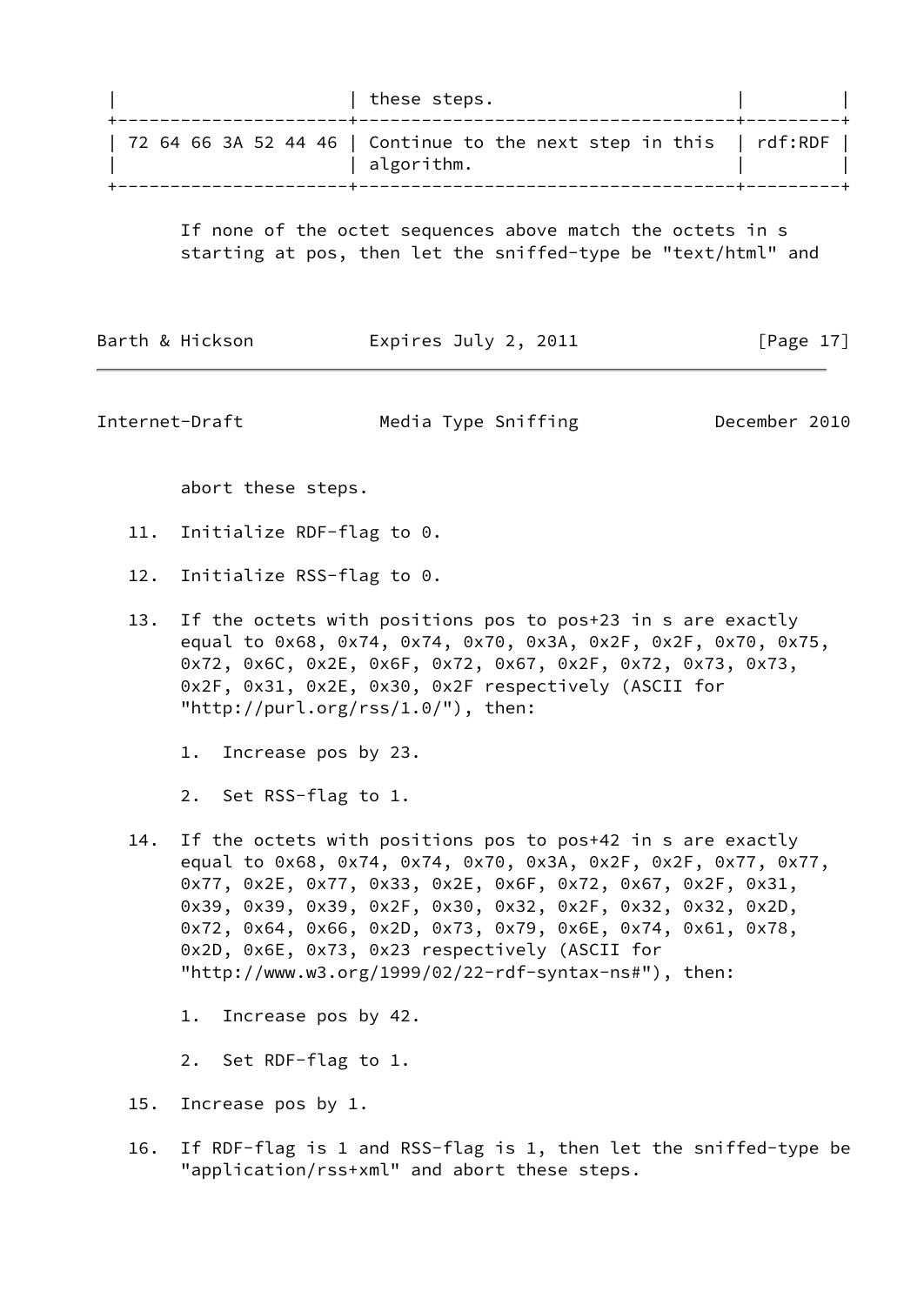|  | these steps. |  |
|---|---|---|
| 72 64 66 3A 52 44 46 | Continue to the next step in this algorithm. | rdf:RDF |

If none of the octet sequences above match the octets in s starting at pos, then let the sniffed-type be "text/html" and abort these steps.

11. Initialize RDF-flag to 0.

12. Initialize RSS-flag to 0.

13. If the octets with positions pos to pos+23 in s are exactly equal to 0x68, 0x74, 0x74, 0x70, 0x3A, 0x2F, 0x2F, 0x70, 0x75, 0x72, 0x6C, 0x2E, 0x6F, 0x72, 0x67, 0x2F, 0x72, 0x73, 0x73, 0x2F, 0x31, 0x2E, 0x30, 0x2F respectively (ASCII for "http://purl.org/rss/1.0/"), then:

    1. Increase pos by 23.

    2. Set RSS-flag to 1.

14. If the octets with positions pos to pos+42 in s are exactly equal to 0x68, 0x74, 0x74, 0x70, 0x3A, 0x2F, 0x2F, 0x77, 0x77, 0x77, 0x2E, 0x77, 0x33, 0x2E, 0x6F, 0x72, 0x67, 0x2F, 0x31, 0x39, 0x39, 0x39, 0x2F, 0x30, 0x32, 0x2F, 0x32, 0x32, 0x2D, 0x72, 0x64, 0x66, 0x2D, 0x73, 0x79, 0x6E, 0x74, 0x61, 0x78, 0x2D, 0x6E, 0x73, 0x23 respectively (ASCII for "http://www.w3.org/1999/02/22-rdf-syntax-ns#"), then:

    1. Increase pos by 42.

    2. Set RDF-flag to 1.

15. Increase pos by 1.

16. If RDF-flag is 1 and RSS-flag is 1, then let the sniffed-type be "application/rss+xml" and abort these steps.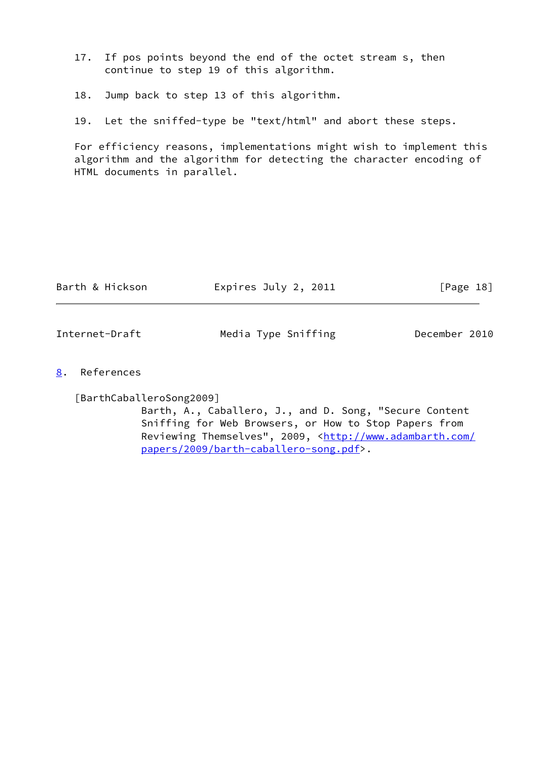17. If pos points beyond the end of the octet stream s, then continue to step 19 of this algorithm.

18. Jump back to step 13 of this algorithm.

19. Let the sniffed-type be "text/html" and abort these steps.

For efficiency reasons, implementations might wish to implement this algorithm and the algorithm for detecting the character encoding of HTML documents in parallel.

## 8. References

[BarthCaballeroSong2009]
Barth, A., Caballero, J., and D. Song, "Secure Content Sniffing for Web Browsers, or How to Stop Papers from Reviewing Themselves", 2009, <http://www.adambarth.com/papers/2009/barth-caballero-song.pdf>.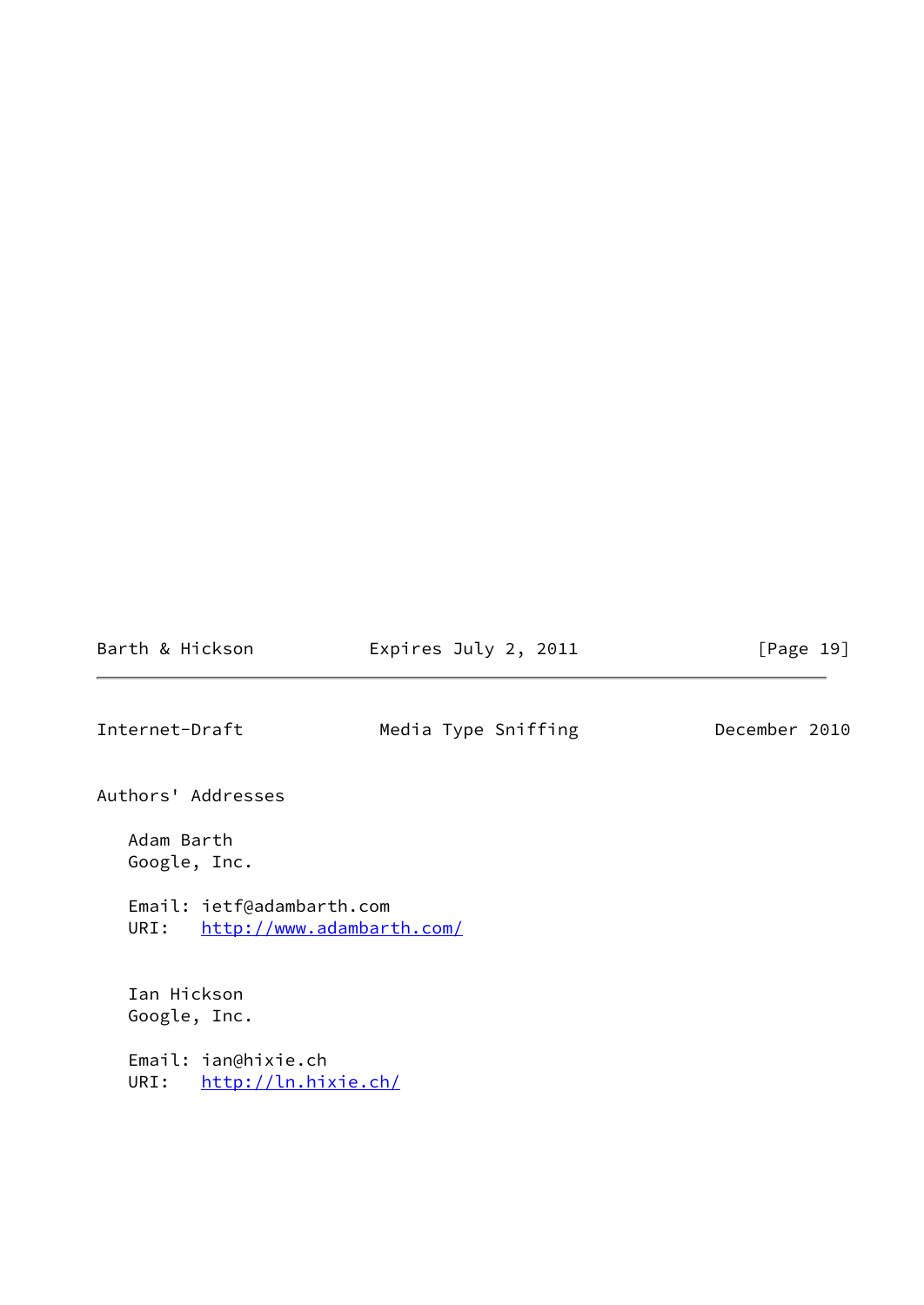## Authors' Addresses

Adam Barth
Google, Inc.

Email: ietf@adambarth.com
URI: http://www.adambarth.com/

Ian Hickson
Google, Inc.

Email: ian@hixie.ch
URI: http://ln.hixie.ch/